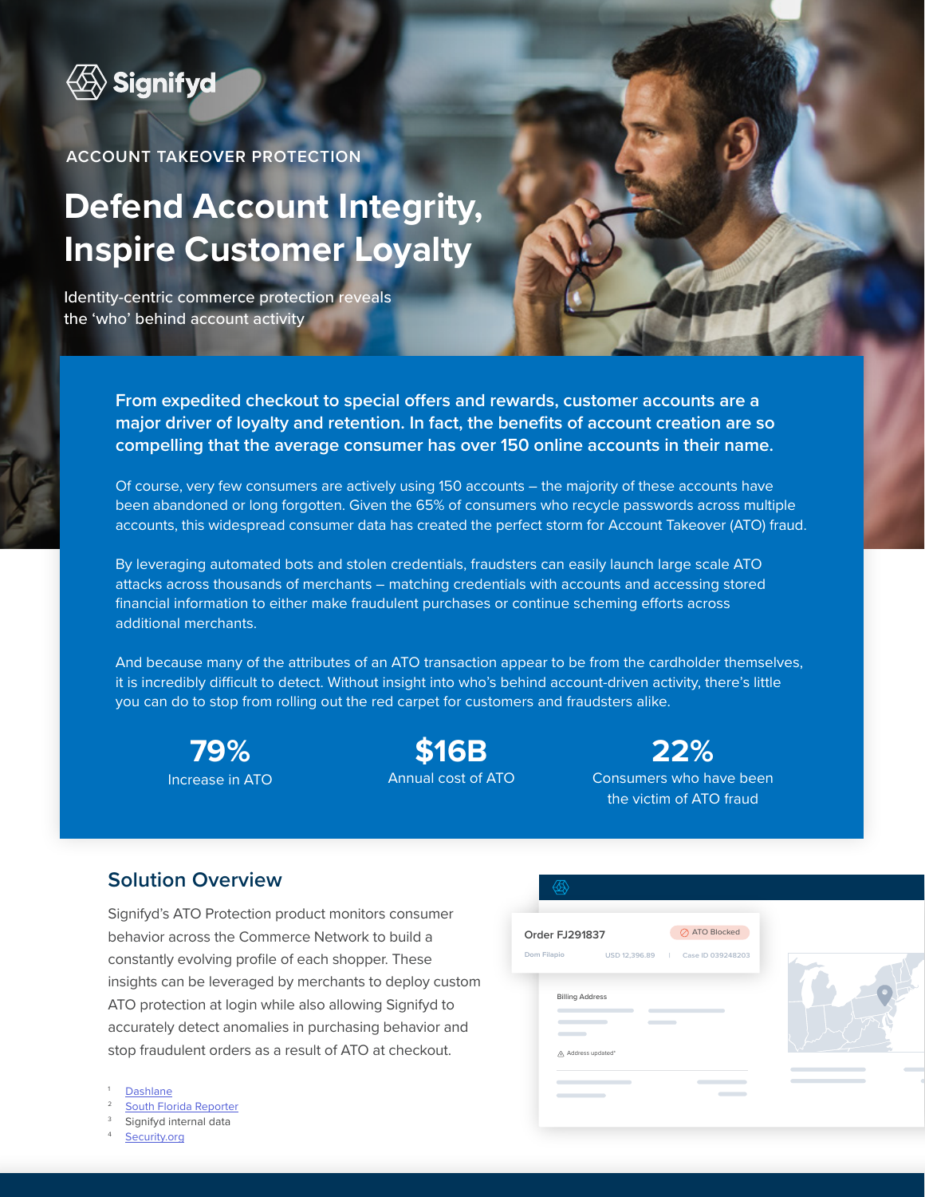Signifyd

ACCOUNT TAKEOVER PROTECTION

# Defend Account Integrity, Inspire Customer Loyalty

Identity-centric commerce protection reveals the 'who' behind account activity

**From expedited checkout to special offers and rewards, customer accounts are a major driver of loyalty and retention. In fact, the benefits of account creation are so compelling that the average consumer has over 150 online accounts in their name.**

Of course, very few consumers are actively using 150 accounts – the majority of these accounts have been abandoned or long forgotten. Given the 65% of consumers who recycle passwords across multiple accounts, this widespread consumer data has created the perfect storm for Account Takeover (ATO) fraud.

By leveraging automated bots and stolen credentials, fraudsters can easily launch large scale ATO attacks across thousands of merchants – matching credentials with accounts and accessing stored financial information to either make fraudulent purchases or continue scheming efforts across additional merchants.

And because many of the attributes of an ATO transaction appear to be from the cardholder themselves, it is incredibly difficult to detect. Without insight into who's behind account-driven activity, there's little you can do to stop from rolling out the red carpet for customers and fraudsters alike.

**79%**
Increase in ATO

**$16B**
Annual cost of ATO

**22%**
Consumers who have been the victim of ATO fraud

## Solution Overview

Signifyd's ATO Protection product monitors consumer behavior across the Commerce Network to build a constantly evolving profile of each shopper. These insights can be leveraged by merchants to deploy custom ATO protection at login while also allowing Signifyd to accurately detect anomalies in purchasing behavior and stop fraudulent orders as a result of ATO at checkout.

Order FJ291837 — ATO Blocked
Dom Filapio | USD 12,396.89 | Case ID 039248203
Billing Address
Address updated*

1. Dashlane
2. South Florida Reporter
3. Signifyd internal data
4. Security.org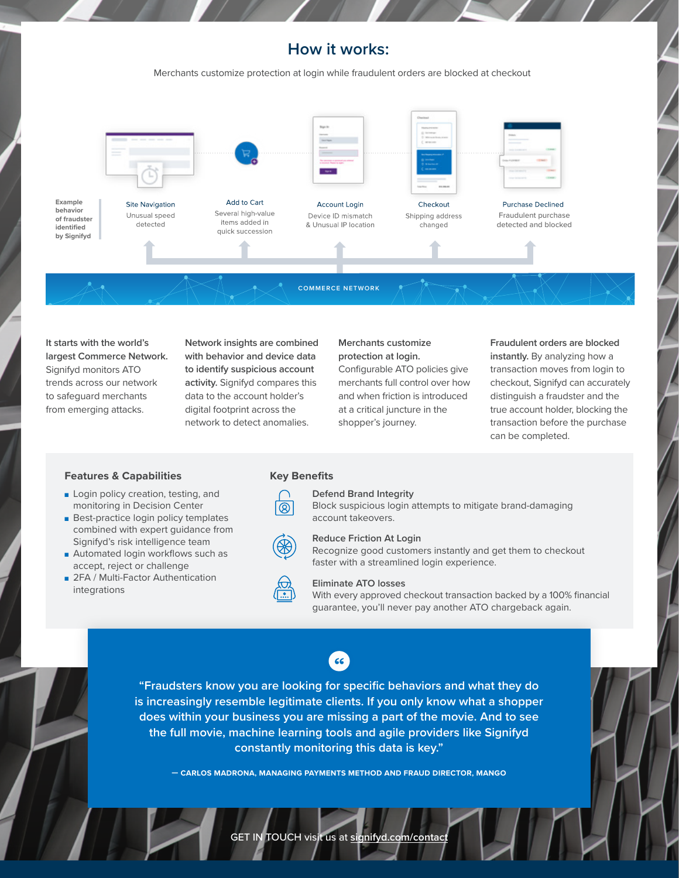## How it works:

Merchants customize protection at login while fraudulent orders are blocked at checkout

**Example behavior of fraudster identified by Signifyd**

Site Navigation
Unusual speed detected

Add to Cart
Several high-value items added in quick succession

Account Login
Device ID mismatch & Unusual IP location

Checkout
Shipping address changed

Purchase Declined
Fraudulent purchase detected and blocked

COMMERCE NETWORK

**It starts with the world's largest Commerce Network.** Signifyd monitors ATO trends across our network to safeguard merchants from emerging attacks.

**Network insights are combined with behavior and device data to identify suspicious account activity.** Signifyd compares this data to the account holder's digital footprint across the network to detect anomalies.

**Merchants customize protection at login.** Configurable ATO policies give merchants full control over how and when friction is introduced at a critical juncture in the shopper's journey.

**Fraudulent orders are blocked instantly.** By analyzing how a transaction moves from login to checkout, Signifyd can accurately distinguish a fraudster and the true account holder, blocking the transaction before the purchase can be completed.

### Features & Capabilities

- Login policy creation, testing, and monitoring in Decision Center
- Best-practice login policy templates combined with expert guidance from Signifyd's risk intelligence team
- Automated login workflows such as accept, reject or challenge
- 2FA / Multi-Factor Authentication integrations

### Key Benefits

**Defend Brand Integrity**
Block suspicious login attempts to mitigate brand-damaging account takeovers.

**Reduce Friction At Login**
Recognize good customers instantly and get them to checkout faster with a streamlined login experience.

**Eliminate ATO losses**
With every approved checkout transaction backed by a 100% financial guarantee, you'll never pay another ATO chargeback again.

> "Fraudsters know you are looking for specific behaviors and what they do is increasingly resemble legitimate clients. If you only know what a shopper does within your business you are missing a part of the movie. And to see the full movie, machine learning tools and agile providers like Signifyd constantly monitoring this data is key."
>
> — CARLOS MADRONA, MANAGING PAYMENTS METHOD AND FRAUD DIRECTOR, MANGO

GET IN TOUCH visit us at signifyd.com/contact